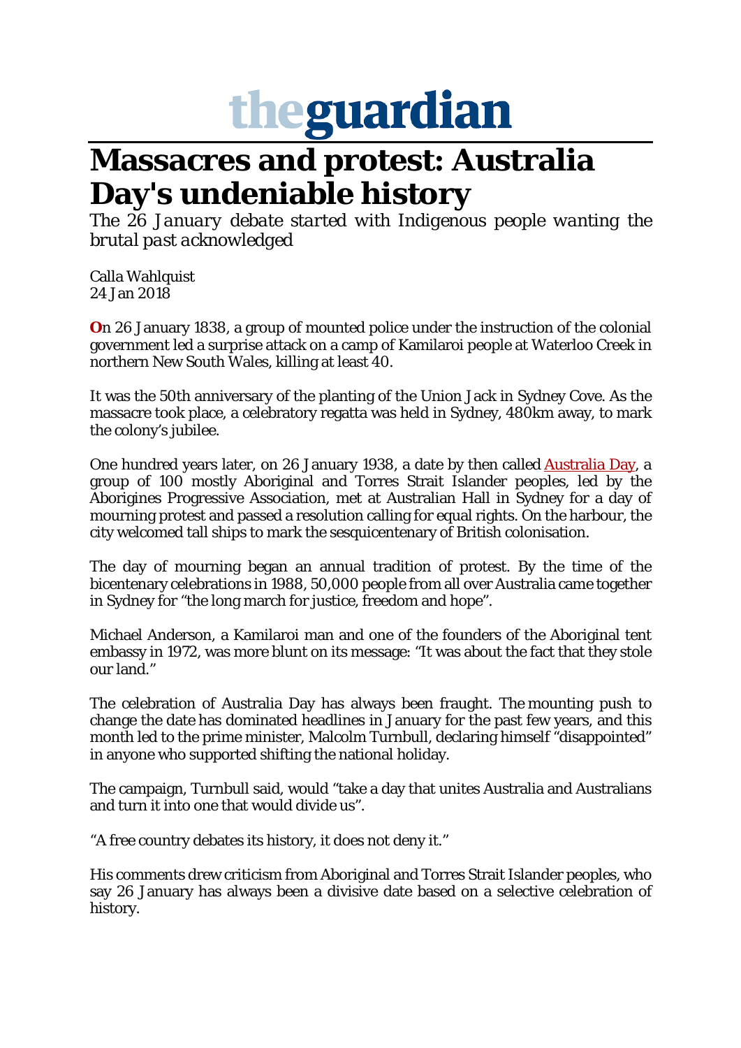theguardian

# Massacres and protest: Australia Day's undeniable history

*The 26 January debate started with Indigenous people wanting the brutal past acknowledged*

Calla Wahlquist
24 Jan 2018

**O**n 26 January 1838, a group of mounted police under the instruction of the colonial government led a surprise attack on a camp of Kamilaroi people at Waterloo Creek in northern New South Wales, killing at least 40.

It was the 50th anniversary of the planting of the Union Jack in Sydney Cove. As the massacre took place, a celebratory regatta was held in Sydney, 480km away, to mark the colony's jubilee.

One hundred years later, on 26 January 1938, a date by then called Australia Day, a group of 100 mostly Aboriginal and Torres Strait Islander peoples, led by the Aborigines Progressive Association, met at Australian Hall in Sydney for a day of mourning protest and passed a resolution calling for equal rights. On the harbour, the city welcomed tall ships to mark the sesquicentenary of British colonisation.

The day of mourning began an annual tradition of protest. By the time of the bicentenary celebrations in 1988, 50,000 people from all over Australia came together in Sydney for "the long march for justice, freedom and hope".

Michael Anderson, a Kamilaroi man and one of the founders of the Aboriginal tent embassy in 1972, was more blunt on its message: "It was about the fact that they stole our land."

The celebration of Australia Day has always been fraught. The mounting push to change the date has dominated headlines in January for the past few years, and this month led to the prime minister, Malcolm Turnbull, declaring himself "disappointed" in anyone who supported shifting the national holiday.

The campaign, Turnbull said, would "take a day that unites Australia and Australians and turn it into one that would divide us".

"A free country debates its history, it does not deny it."

His comments drew criticism from Aboriginal and Torres Strait Islander peoples, who say 26 January has always been a divisive date based on a selective celebration of history.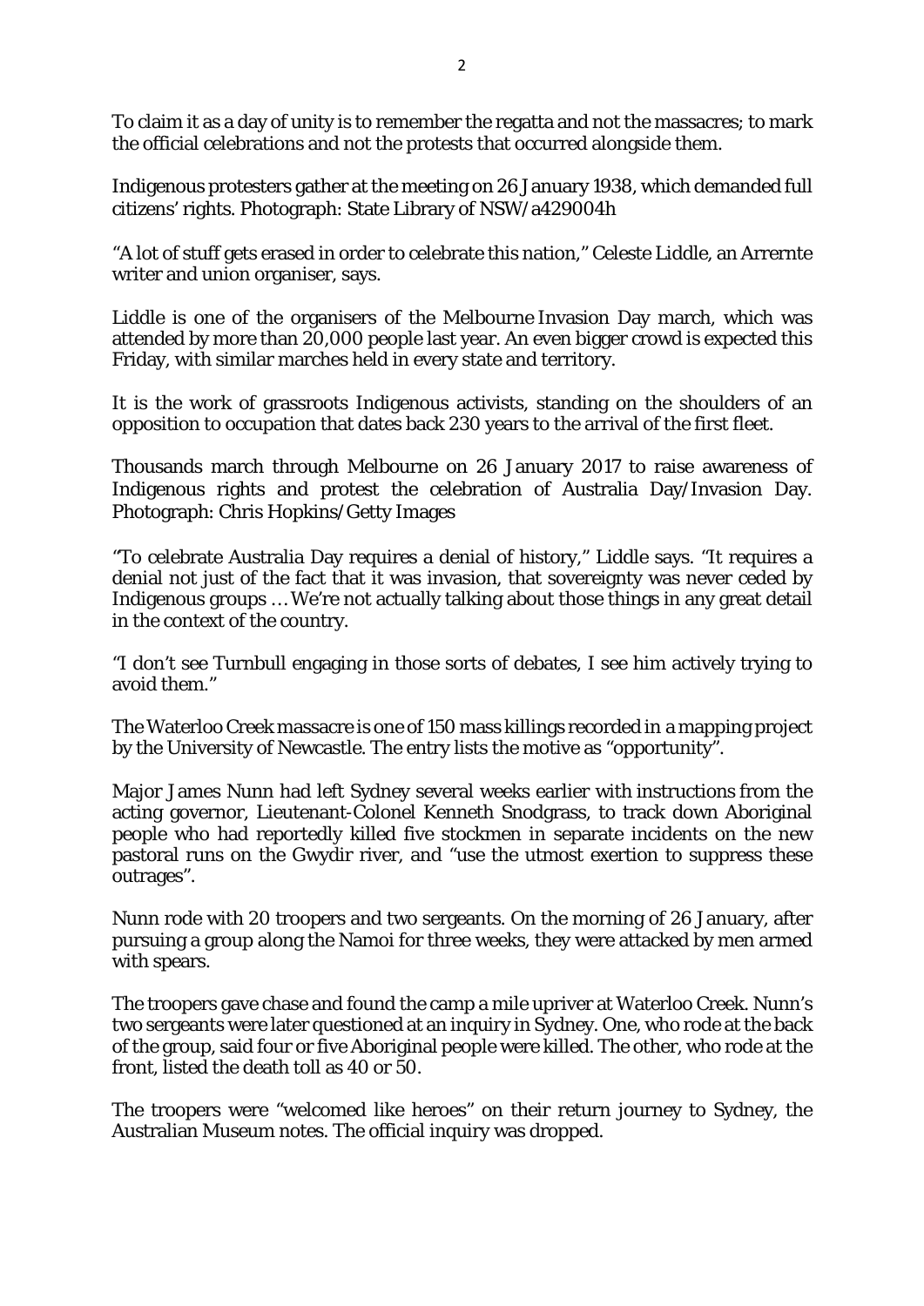To claim it as a day of unity is to remember the regatta and not the massacres; to mark the official celebrations and not the protests that occurred alongside them.

Indigenous protesters gather at the meeting on 26 January 1938, which demanded full citizens' rights. Photograph: State Library of NSW/a429004h

"A lot of stuff gets erased in order to celebrate this nation," Celeste Liddle, an Arrernte writer and union organiser, says.

Liddle is one of the organisers of the Melbourne Invasion Day march, which was attended by more than 20,000 people last year. An even bigger crowd is expected this Friday, with similar marches held in every state and territory.

It is the work of grassroots Indigenous activists, standing on the shoulders of an opposition to occupation that dates back 230 years to the arrival of the first fleet.

Thousands march through Melbourne on 26 January 2017 to raise awareness of Indigenous rights and protest the celebration of Australia Day/Invasion Day. Photograph: Chris Hopkins/Getty Images

"To celebrate Australia Day requires a denial of history," Liddle says. "It requires a denial not just of the fact that it was invasion, that sovereignty was never ceded by Indigenous groups … We're not actually talking about those things in any great detail in the context of the country.

"I don't see Turnbull engaging in those sorts of debates, I see him actively trying to avoid them."

The Waterloo Creek massacre is one of 150 mass killings recorded in a mapping project by the University of Newcastle. The entry lists the motive as "opportunity".

Major James Nunn had left Sydney several weeks earlier with instructions from the acting governor, Lieutenant-Colonel Kenneth Snodgrass, to track down Aboriginal people who had reportedly killed five stockmen in separate incidents on the new pastoral runs on the Gwydir river, and "use the utmost exertion to suppress these outrages".

Nunn rode with 20 troopers and two sergeants. On the morning of 26 January, after pursuing a group along the Namoi for three weeks, they were attacked by men armed with spears.

The troopers gave chase and found the camp a mile upriver at Waterloo Creek. Nunn's two sergeants were later questioned at an inquiry in Sydney. One, who rode at the back of the group, said four or five Aboriginal people were killed. The other, who rode at the front, listed the death toll as 40 or 50.

The troopers were "welcomed like heroes" on their return journey to Sydney, the Australian Museum notes. The official inquiry was dropped.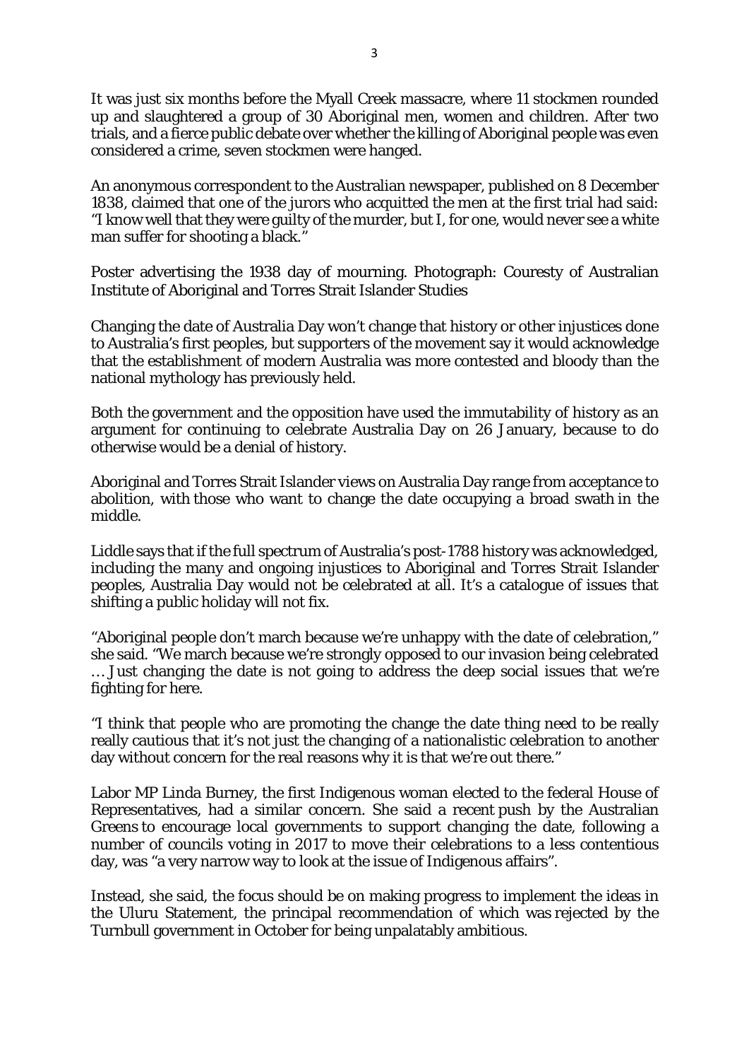It was just six months before the Myall Creek massacre, where 11 stockmen rounded up and slaughtered a group of 30 Aboriginal men, women and children. After two trials, and a fierce public debate over whether the killing of Aboriginal people was even considered a crime, seven stockmen were hanged.

An anonymous correspondent to the Australian newspaper, published on 8 December 1838, claimed that one of the jurors who acquitted the men at the first trial had said: "I know well that they were guilty of the murder, but I, for one, would never see a white man suffer for shooting a black."

Poster advertising the 1938 day of mourning. Photograph: Couresty of Australian Institute of Aboriginal and Torres Strait Islander Studies

Changing the date of Australia Day won't change that history or other injustices done to Australia's first peoples, but supporters of the movement say it would acknowledge that the establishment of modern Australia was more contested and bloody than the national mythology has previously held.

Both the government and the opposition have used the immutability of history as an argument for continuing to celebrate Australia Day on 26 January, because to do otherwise would be a denial of history.

Aboriginal and Torres Strait Islander views on Australia Day range from acceptance to abolition, with those who want to change the date occupying a broad swath in the middle.

Liddle says that if the full spectrum of Australia's post-1788 history was acknowledged, including the many and ongoing injustices to Aboriginal and Torres Strait Islander peoples, Australia Day would not be celebrated at all. It's a catalogue of issues that shifting a public holiday will not fix.

"Aboriginal people don't march because we're unhappy with the date of celebration," she said. "We march because we're strongly opposed to our invasion being celebrated … Just changing the date is not going to address the deep social issues that we're fighting for here.

"I think that people who are promoting the change the date thing need to be really really cautious that it's not just the changing of a nationalistic celebration to another day without concern for the real reasons why it is that we're out there."

Labor MP Linda Burney, the first Indigenous woman elected to the federal House of Representatives, had a similar concern. She said a recent push by the Australian Greens to encourage local governments to support changing the date, following a number of councils voting in 2017 to move their celebrations to a less contentious day, was "a very narrow way to look at the issue of Indigenous affairs".

Instead, she said, the focus should be on making progress to implement the ideas in the Uluru Statement, the principal recommendation of which was rejected by the Turnbull government in October for being unpalatably ambitious.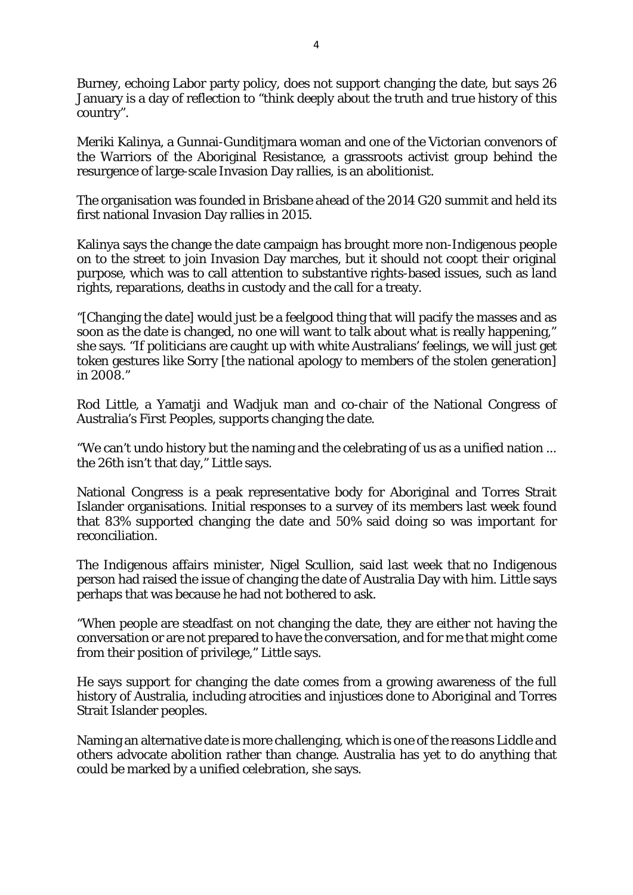Burney, echoing Labor party policy, does not support changing the date, but says 26 January is a day of reflection to "think deeply about the truth and true history of this country".

Meriki Kalinya, a Gunnai-Gunditjmara woman and one of the Victorian convenors of the Warriors of the Aboriginal Resistance, a grassroots activist group behind the resurgence of large-scale Invasion Day rallies, is an abolitionist.

The organisation was founded in Brisbane ahead of the 2014 G20 summit and held its first national Invasion Day rallies in 2015.

Kalinya says the change the date campaign has brought more non-Indigenous people on to the street to join Invasion Day marches, but it should not coopt their original purpose, which was to call attention to substantive rights-based issues, such as land rights, reparations, deaths in custody and the call for a treaty.

"[Changing the date] would just be a feelgood thing that will pacify the masses and as soon as the date is changed, no one will want to talk about what is really happening," she says. "If politicians are caught up with white Australians' feelings, we will just get token gestures like Sorry [the national apology to members of the stolen generation] in 2008."

Rod Little, a Yamatji and Wadjuk man and co-chair of the National Congress of Australia's First Peoples, supports changing the date.

"We can't undo history but the naming and the celebrating of us as a unified nation ... the 26th isn't that day," Little says.

National Congress is a peak representative body for Aboriginal and Torres Strait Islander organisations. Initial responses to a survey of its members last week found that 83% supported changing the date and 50% said doing so was important for reconciliation.

The Indigenous affairs minister, Nigel Scullion, said last week that no Indigenous person had raised the issue of changing the date of Australia Day with him. Little says perhaps that was because he had not bothered to ask.

"When people are steadfast on not changing the date, they are either not having the conversation or are not prepared to have the conversation, and for me that might come from their position of privilege," Little says.

He says support for changing the date comes from a growing awareness of the full history of Australia, including atrocities and injustices done to Aboriginal and Torres Strait Islander peoples.

Naming an alternative date is more challenging, which is one of the reasons Liddle and others advocate abolition rather than change. Australia has yet to do anything that could be marked by a unified celebration, she says.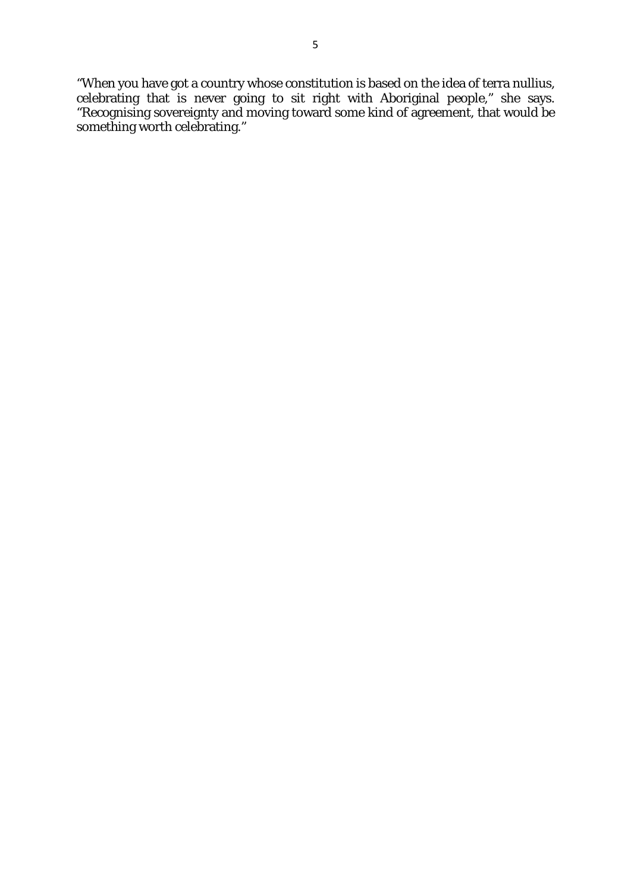"When you have got a country whose constitution is based on the idea of terra nullius, celebrating that is never going to sit right with Aboriginal people," she says. "Recognising sovereignty and moving toward some kind of agreement, that would be something worth celebrating."